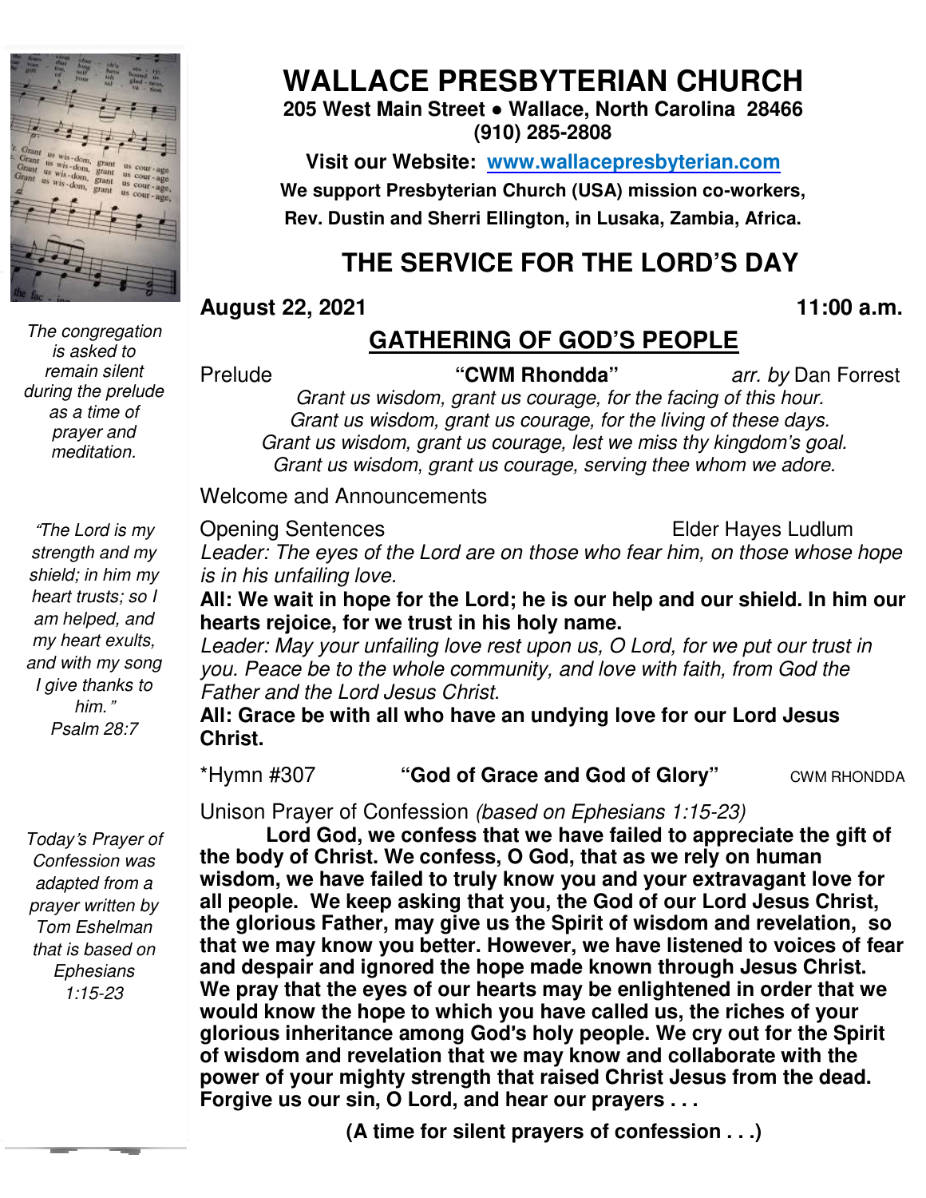# WALLACE PRESBYTERIAN CHURCH

**205 West Main Street ● Wallace, North Carolina 28466**
**(910) 285-2808**

**Visit our Website: www.wallacepresbyterian.com**

**We support Presbyterian Church (USA) mission co-workers, Rev. Dustin and Sherri Ellington, in Lusaka, Zambia, Africa.**

## THE SERVICE FOR THE LORD'S DAY

**August 22, 2021** **11:00 a.m.**

## GATHERING OF GOD'S PEOPLE

*The congregation is asked to remain silent during the prelude as a time of prayer and meditation.*

Prelude **"CWM Rhondda"** *arr. by* Dan Forrest

*Grant us wisdom, grant us courage, for the facing of this hour.*
*Grant us wisdom, grant us courage, for the living of these days.*
*Grant us wisdom, grant us courage, lest we miss thy kingdom's goal.*
*Grant us wisdom, grant us courage, serving thee whom we adore.*

Welcome and Announcements

*"The Lord is my strength and my shield; in him my heart trusts; so I am helped, and my heart exults, and with my song I give thanks to him." Psalm 28:7*

Opening Sentences Elder Hayes Ludlum

*Leader: The eyes of the Lord are on those who fear him, on those whose hope is in his unfailing love.*

**All: We wait in hope for the Lord; he is our help and our shield. In him our hearts rejoice, for we trust in his holy name.**

*Leader: May your unfailing love rest upon us, O Lord, for we put our trust in you. Peace be to the whole community, and love with faith, from God the Father and the Lord Jesus Christ.*

**All: Grace be with all who have an undying love for our Lord Jesus Christ.**

\*Hymn #307 **"God of Grace and God of Glory"** CWM RHONDDA

*Today's Prayer of Confession was adapted from a prayer written by Tom Eshelman that is based on Ephesians 1:15-23*

Unison Prayer of Confession *(based on Ephesians 1:15-23)*

**Lord God, we confess that we have failed to appreciate the gift of the body of Christ. We confess, O God, that as we rely on human wisdom, we have failed to truly know you and your extravagant love for all people. We keep asking that you, the God of our Lord Jesus Christ, the glorious Father, may give us the Spirit of wisdom and revelation, so that we may know you better. However, we have listened to voices of fear and despair and ignored the hope made known through Jesus Christ. We pray that the eyes of our hearts may be enlightened in order that we would know the hope to which you have called us, the riches of your glorious inheritance among God's holy people. We cry out for the Spirit of wisdom and revelation that we may know and collaborate with the power of your mighty strength that raised Christ Jesus from the dead. Forgive us our sin, O Lord, and hear our prayers . . .**

**(A time for silent prayers of confession . . .)**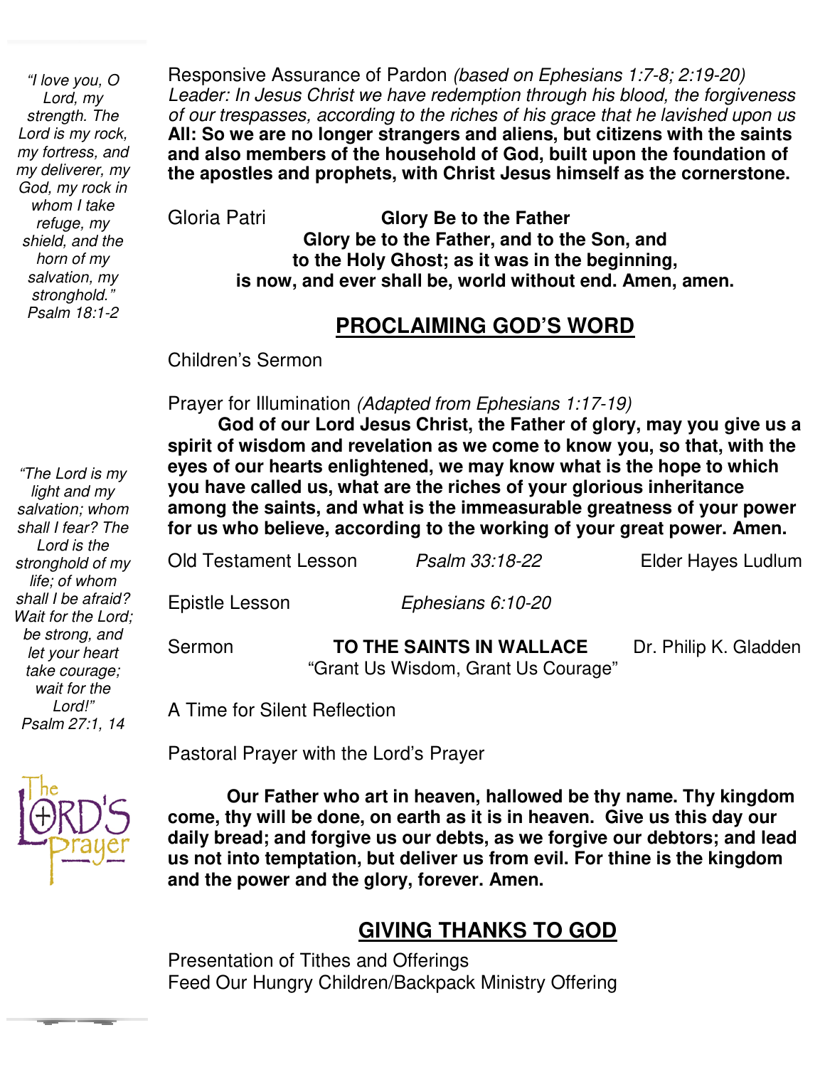*"I love you, O Lord, my strength. The Lord is my rock, my fortress, and my deliverer, my God, my rock in whom I take refuge, my shield, and the horn of my salvation, my stronghold." Psalm 18:1-2*

Responsive Assurance of Pardon *(based on Ephesians 1:7-8; 2:19-20)*
*Leader: In Jesus Christ we have redemption through his blood, the forgiveness of our trespasses, according to the riches of his grace that he lavished upon us*
**All: So we are no longer strangers and aliens, but citizens with the saints and also members of the household of God, built upon the foundation of the apostles and prophets, with Christ Jesus himself as the cornerstone.**

Gloria Patri **Glory Be to the Father**
**Glory be to the Father, and to the Son, and to the Holy Ghost; as it was in the beginning, is now, and ever shall be, world without end. Amen, amen.**

## PROCLAIMING GOD'S WORD

Children's Sermon

Prayer for Illumination *(Adapted from Ephesians 1:17-19)*
**God of our Lord Jesus Christ, the Father of glory, may you give us a spirit of wisdom and revelation as we come to know you, so that, with the eyes of our hearts enlightened, we may know what is the hope to which you have called us, what are the riches of your glorious inheritance among the saints, and what is the immeasurable greatness of your power for us who believe, according to the working of your great power. Amen.**

*"The Lord is my light and my salvation; whom shall I fear? The Lord is the stronghold of my life; of whom shall I be afraid? Wait for the Lord; be strong, and let your heart take courage; wait for the Lord!" Psalm 27:1, 14*

Old Testament Lesson *Psalm 33:18-22* Elder Hayes Ludlum

Epistle Lesson *Ephesians 6:10-20*

Sermon **TO THE SAINTS IN WALLACE** Dr. Philip K. Gladden
"Grant Us Wisdom, Grant Us Courage"

A Time for Silent Reflection

Pastoral Prayer with the Lord's Prayer

The Lord's Prayer

**Our Father who art in heaven, hallowed be thy name. Thy kingdom come, thy will be done, on earth as it is in heaven. Give us this day our daily bread; and forgive us our debts, as we forgive our debtors; and lead us not into temptation, but deliver us from evil. For thine is the kingdom and the power and the glory, forever. Amen.**

## GIVING THANKS TO GOD

Presentation of Tithes and Offerings
Feed Our Hungry Children/Backpack Ministry Offering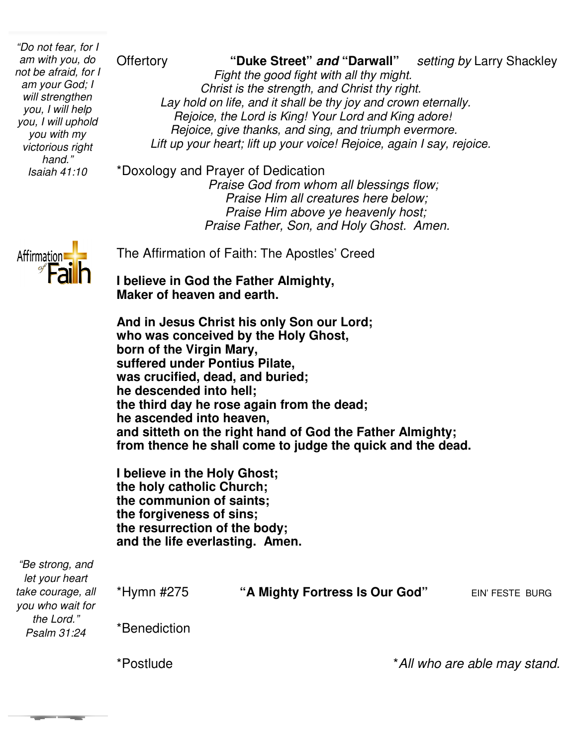*"Do not fear, for I am with you, do not be afraid, for I am your God; I will strengthen you, I will help you, I will uphold you with my victorious right hand."*
*Isaiah 41:10*

Offertory **"Duke Street" *and* "Darwall"** *setting by* Larry Shackley

*Fight the good fight with all thy might.*
*Christ is the strength, and Christ thy right.*
*Lay hold on life, and it shall be thy joy and crown eternally.*
*Rejoice, the Lord is King! Your Lord and King adore!*
*Rejoice, give thanks, and sing, and triumph evermore.*
*Lift up your heart; lift up your voice! Rejoice, again I say, rejoice.*

*Doxology and Prayer of Dedication

*Praise God from whom all blessings flow;*
*Praise Him all creatures here below;*
*Praise Him above ye heavenly host;*
*Praise Father, Son, and Holy Ghost. Amen.*

Affirmation of Faith

The Affirmation of Faith: The Apostles' Creed

**I believe in God the Father Almighty,**
**Maker of heaven and earth.**

**And in Jesus Christ his only Son our Lord;**
**who was conceived by the Holy Ghost,**
**born of the Virgin Mary,**
**suffered under Pontius Pilate,**
**was crucified, dead, and buried;**
**he descended into hell;**
**the third day he rose again from the dead;**
**he ascended into heaven,**
**and sitteth on the right hand of God the Father Almighty;**
**from thence he shall come to judge the quick and the dead.**

**I believe in the Holy Ghost;**
**the holy catholic Church;**
**the communion of saints;**
**the forgiveness of sins;**
**the resurrection of the body;**
**and the life everlasting. Amen.**

*"Be strong, and let your heart take courage, all you who wait for the Lord."*
*Psalm 31:24*

*Hymn #275 **"A Mighty Fortress Is Our God"** EIN' FESTE BURG

*Benediction

*Postlude

**All who are able may stand.*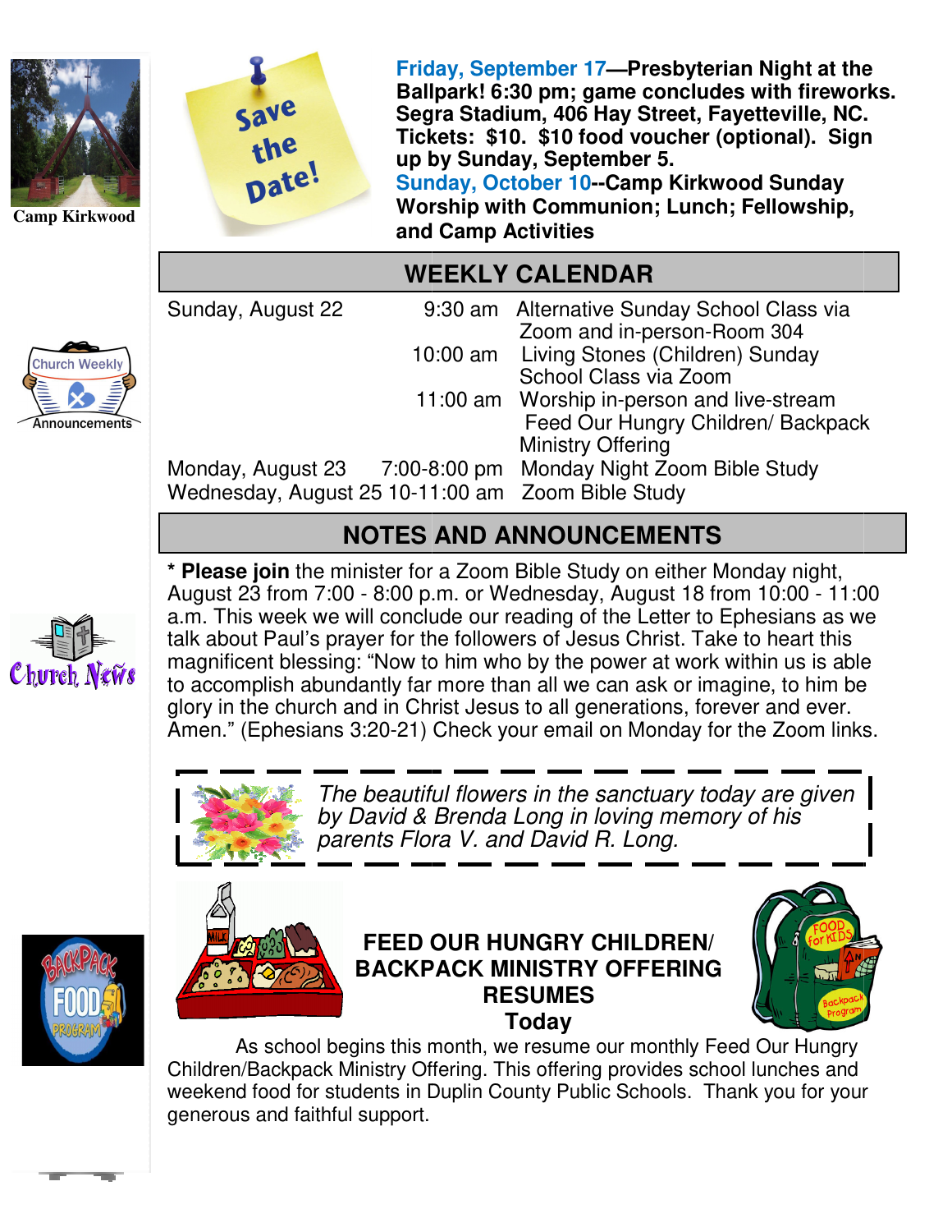Camp Kirkwood

Save the Date!

**Friday, September 17—Presbyterian Night at the Ballpark! 6:30 pm; game concludes with fireworks. Segra Stadium, 406 Hay Street, Fayetteville, NC. Tickets: $10. $10 food voucher (optional). Sign up by Sunday, September 5.**

**Sunday, October 10--Camp Kirkwood Sunday Worship with Communion; Lunch; Fellowship, and Camp Activities**

## WEEKLY CALENDAR

| | | |
|---|---|---|
| Sunday, August 22 | 9:30 am | Alternative Sunday School Class via Zoom and in-person-Room 304 |
| | 10:00 am | Living Stones (Children) Sunday School Class via Zoom |
| | 11:00 am | Worship in-person and live-stream Feed Our Hungry Children/ Backpack Ministry Offering |
| Monday, August 23 | 7:00-8:00 pm | Monday Night Zoom Bible Study |
| Wednesday, August 25 | 10-11:00 am | Zoom Bible Study |

## NOTES AND ANNOUNCEMENTS

* **Please join** the minister for a Zoom Bible Study on either Monday night, August 23 from 7:00 - 8:00 p.m. or Wednesday, August 18 from 10:00 - 11:00 a.m. This week we will conclude our reading of the Letter to Ephesians as we talk about Paul's prayer for the followers of Jesus Christ. Take to heart this magnificent blessing: "Now to him who by the power at work within us is able to accomplish abundantly far more than all we can ask or imagine, to him be glory in the church and in Christ Jesus to all generations, forever and ever. Amen." (Ephesians 3:20-21) Check your email on Monday for the Zoom links.

*The beautiful flowers in the sanctuary today are given by David & Brenda Long in loving memory of his parents Flora V. and David R. Long.*

**FEED OUR HUNGRY CHILDREN/ BACKPACK MINISTRY OFFERING RESUMES Today**

As school begins this month, we resume our monthly Feed Our Hungry Children/Backpack Ministry Offering. This offering provides school lunches and weekend food for students in Duplin County Public Schools. Thank you for your generous and faithful support.